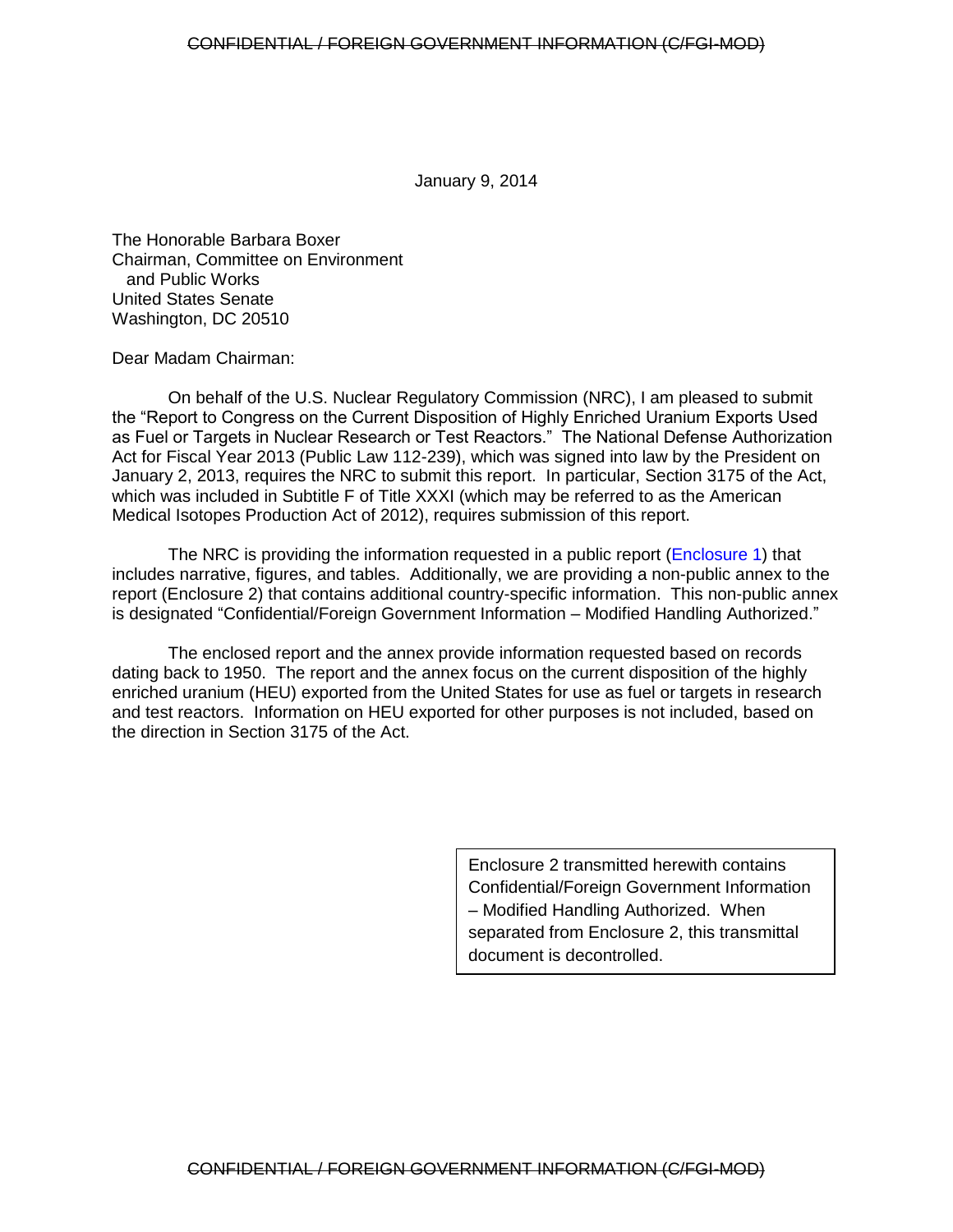January 9, 2014

The Honorable Barbara Boxer
Chairman, Committee on Environment
and Public Works
United States Senate
Washington, DC 20510

Dear Madam Chairman:

On behalf of the U.S. Nuclear Regulatory Commission (NRC), I am pleased to submit the "Report to Congress on the Current Disposition of Highly Enriched Uranium Exports Used as Fuel or Targets in Nuclear Research or Test Reactors." The National Defense Authorization Act for Fiscal Year 2013 (Public Law 112-239), which was signed into law by the President on January 2, 2013, requires the NRC to submit this report. In particular, Section 3175 of the Act, which was included in Subtitle F of Title XXXI (which may be referred to as the American Medical Isotopes Production Act of 2012), requires submission of this report.

The NRC is providing the information requested in a public report (Enclosure 1) that includes narrative, figures, and tables. Additionally, we are providing a non-public annex to the report (Enclosure 2) that contains additional country-specific information. This non-public annex is designated "Confidential/Foreign Government Information – Modified Handling Authorized."

The enclosed report and the annex provide information requested based on records dating back to 1950. The report and the annex focus on the current disposition of the highly enriched uranium (HEU) exported from the United States for use as fuel or targets in research and test reactors. Information on HEU exported for other purposes is not included, based on the direction in Section 3175 of the Act.

> Enclosure 2 transmitted herewith contains Confidential/Foreign Government Information – Modified Handling Authorized. When separated from Enclosure 2, this transmittal document is decontrolled.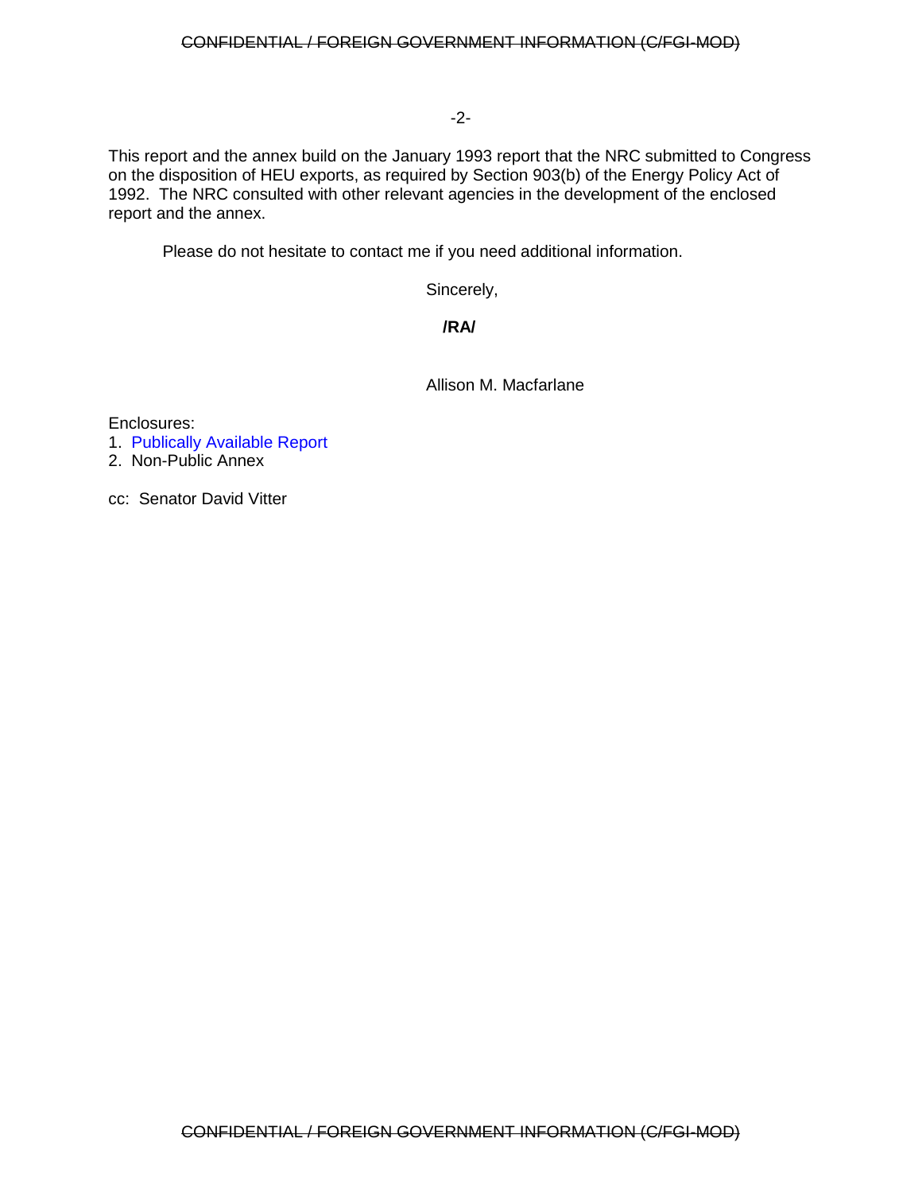This report and the annex build on the January 1993 report that the NRC submitted to Congress on the disposition of HEU exports, as required by Section 903(b) of the Energy Policy Act of 1992. The NRC consulted with other relevant agencies in the development of the enclosed report and the annex.

Please do not hesitate to contact me if you need additional information.

Sincerely,

**/RA/**

Allison M. Macfarlane

Enclosures:
1. Publically Available Report
2. Non-Public Annex

cc: Senator David Vitter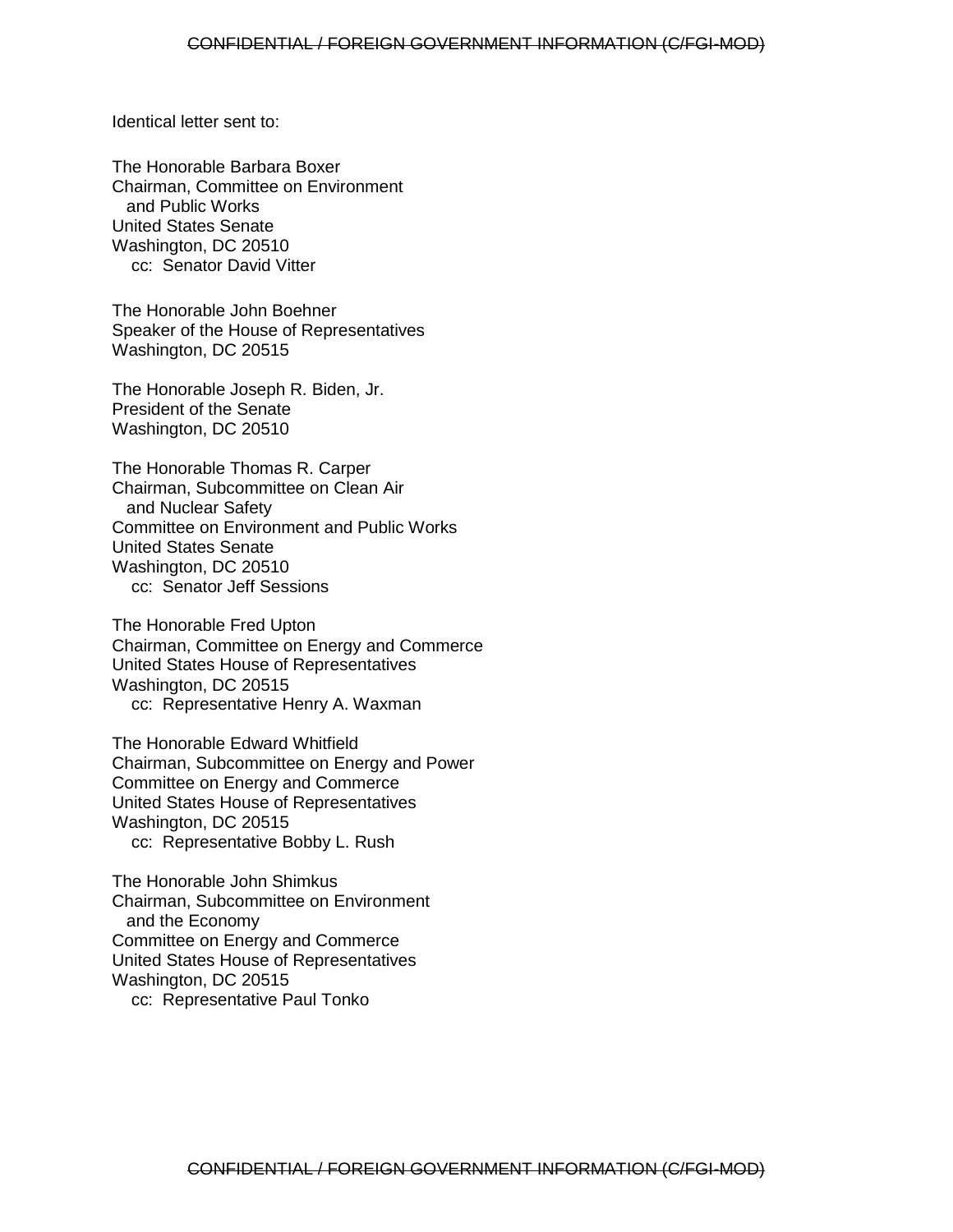Identical letter sent to:

The Honorable Barbara Boxer
Chairman, Committee on Environment
and Public Works
United States Senate
Washington, DC 20510
cc: Senator David Vitter

The Honorable John Boehner
Speaker of the House of Representatives
Washington, DC 20515

The Honorable Joseph R. Biden, Jr.
President of the Senate
Washington, DC 20510

The Honorable Thomas R. Carper
Chairman, Subcommittee on Clean Air
and Nuclear Safety
Committee on Environment and Public Works
United States Senate
Washington, DC 20510
cc: Senator Jeff Sessions

The Honorable Fred Upton
Chairman, Committee on Energy and Commerce
United States House of Representatives
Washington, DC 20515
cc: Representative Henry A. Waxman

The Honorable Edward Whitfield
Chairman, Subcommittee on Energy and Power
Committee on Energy and Commerce
United States House of Representatives
Washington, DC 20515
cc: Representative Bobby L. Rush

The Honorable John Shimkus
Chairman, Subcommittee on Environment
and the Economy
Committee on Energy and Commerce
United States House of Representatives
Washington, DC 20515
cc: Representative Paul Tonko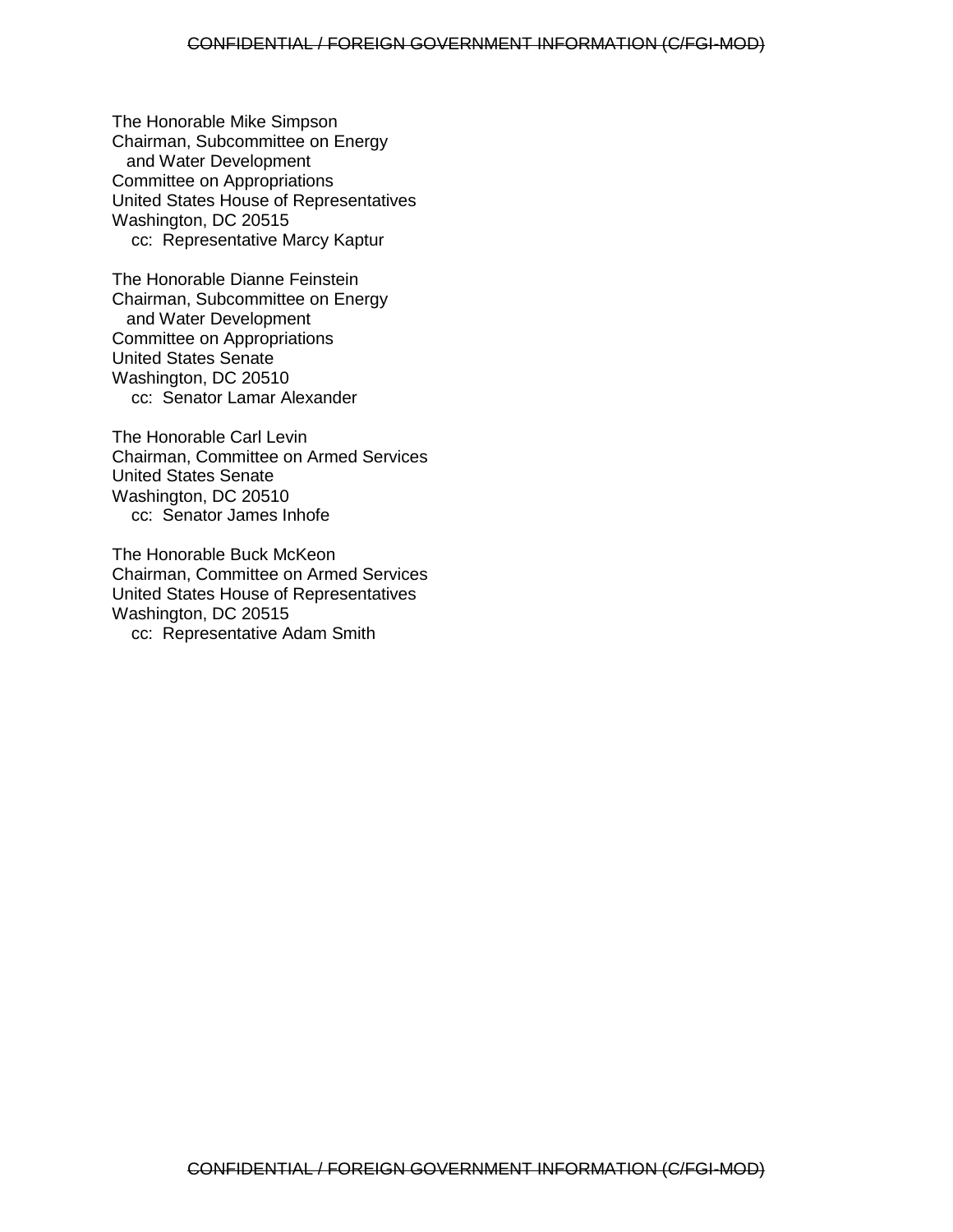The Honorable Mike Simpson
Chairman, Subcommittee on Energy
and Water Development
Committee on Appropriations
United States House of Representatives
Washington, DC 20515
cc: Representative Marcy Kaptur

The Honorable Dianne Feinstein
Chairman, Subcommittee on Energy
and Water Development
Committee on Appropriations
United States Senate
Washington, DC 20510
cc: Senator Lamar Alexander

The Honorable Carl Levin
Chairman, Committee on Armed Services
United States Senate
Washington, DC 20510
cc: Senator James Inhofe

The Honorable Buck McKeon
Chairman, Committee on Armed Services
United States House of Representatives
Washington, DC 20515
cc: Representative Adam Smith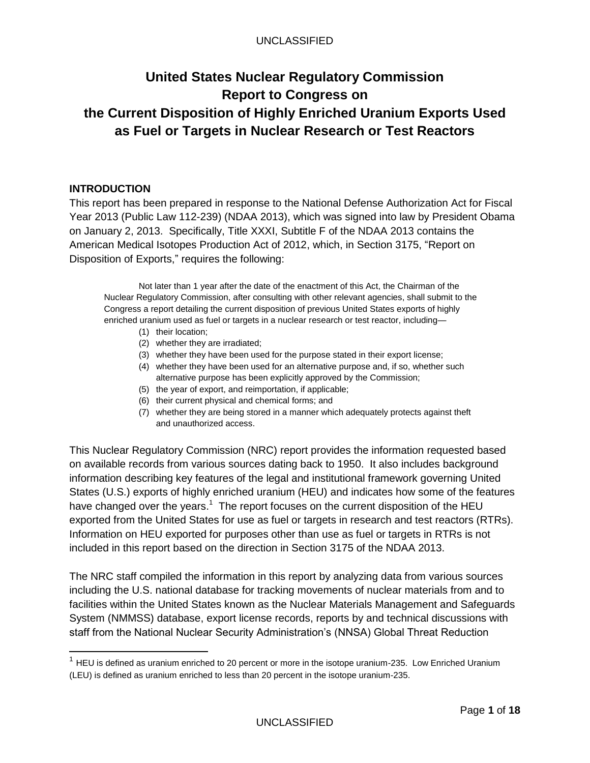# United States Nuclear Regulatory Commission Report to Congress on the Current Disposition of Highly Enriched Uranium Exports Used as Fuel or Targets in Nuclear Research or Test Reactors

## INTRODUCTION

This report has been prepared in response to the National Defense Authorization Act for Fiscal Year 2013 (Public Law 112-239) (NDAA 2013), which was signed into law by President Obama on January 2, 2013. Specifically, Title XXXI, Subtitle F of the NDAA 2013 contains the American Medical Isotopes Production Act of 2012, which, in Section 3175, "Report on Disposition of Exports," requires the following:

> Not later than 1 year after the date of the enactment of this Act, the Chairman of the Nuclear Regulatory Commission, after consulting with other relevant agencies, shall submit to the Congress a report detailing the current disposition of previous United States exports of highly enriched uranium used as fuel or targets in a nuclear research or test reactor, including—
>
> (1) their location;
> (2) whether they are irradiated;
> (3) whether they have been used for the purpose stated in their export license;
> (4) whether they have been used for an alternative purpose and, if so, whether such alternative purpose has been explicitly approved by the Commission;
> (5) the year of export, and reimportation, if applicable;
> (6) their current physical and chemical forms; and
> (7) whether they are being stored in a manner which adequately protects against theft and unauthorized access.

This Nuclear Regulatory Commission (NRC) report provides the information requested based on available records from various sources dating back to 1950. It also includes background information describing key features of the legal and institutional framework governing United States (U.S.) exports of highly enriched uranium (HEU) and indicates how some of the features have changed over the years.[1] The report focuses on the current disposition of the HEU exported from the United States for use as fuel or targets in research and test reactors (RTRs). Information on HEU exported for purposes other than use as fuel or targets in RTRs is not included in this report based on the direction in Section 3175 of the NDAA 2013.

The NRC staff compiled the information in this report by analyzing data from various sources including the U.S. national database for tracking movements of nuclear materials from and to facilities within the United States known as the Nuclear Materials Management and Safeguards System (NMMSS) database, export license records, reports by and technical discussions with staff from the National Nuclear Security Administration's (NNSA) Global Threat Reduction

[1] HEU is defined as uranium enriched to 20 percent or more in the isotope uranium-235. Low Enriched Uranium (LEU) is defined as uranium enriched to less than 20 percent in the isotope uranium-235.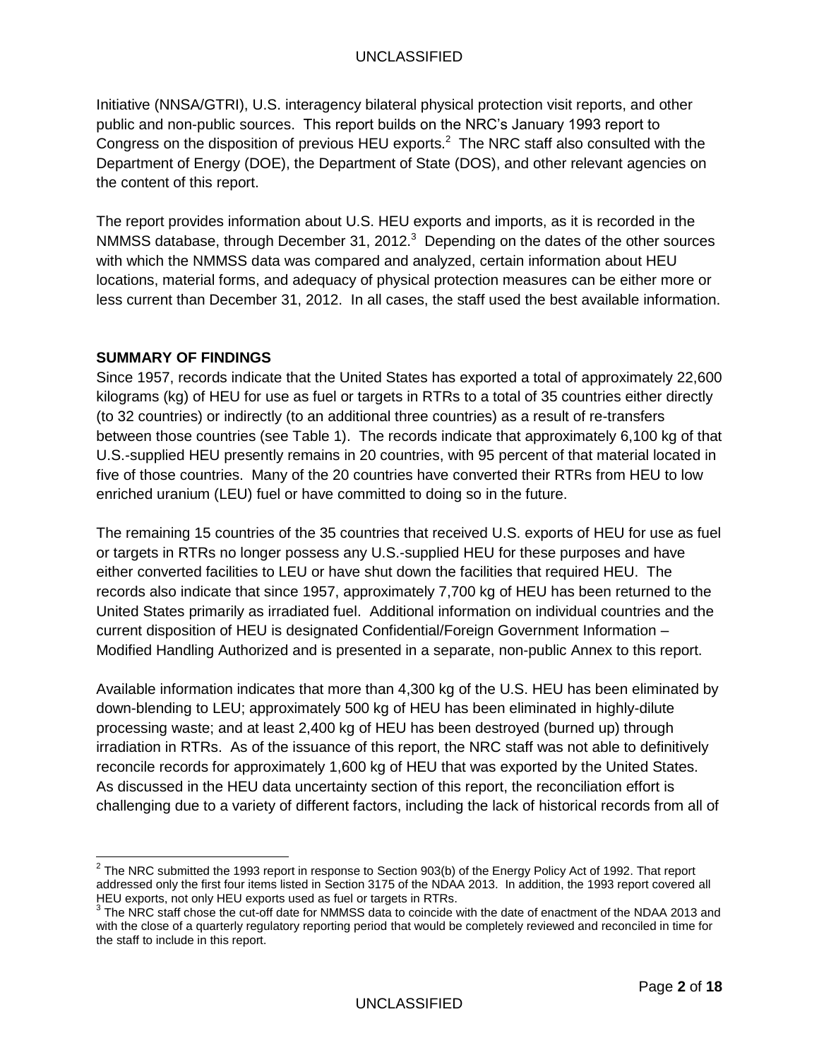Initiative (NNSA/GTRI), U.S. interagency bilateral physical protection visit reports, and other public and non-public sources. This report builds on the NRC's January 1993 report to Congress on the disposition of previous HEU exports.[2] The NRC staff also consulted with the Department of Energy (DOE), the Department of State (DOS), and other relevant agencies on the content of this report.

The report provides information about U.S. HEU exports and imports, as it is recorded in the NMMSS database, through December 31, 2012.[3] Depending on the dates of the other sources with which the NMMSS data was compared and analyzed, certain information about HEU locations, material forms, and adequacy of physical protection measures can be either more or less current than December 31, 2012. In all cases, the staff used the best available information.

**SUMMARY OF FINDINGS**

Since 1957, records indicate that the United States has exported a total of approximately 22,600 kilograms (kg) of HEU for use as fuel or targets in RTRs to a total of 35 countries either directly (to 32 countries) or indirectly (to an additional three countries) as a result of re-transfers between those countries (see Table 1). The records indicate that approximately 6,100 kg of that U.S.-supplied HEU presently remains in 20 countries, with 95 percent of that material located in five of those countries. Many of the 20 countries have converted their RTRs from HEU to low enriched uranium (LEU) fuel or have committed to doing so in the future.

The remaining 15 countries of the 35 countries that received U.S. exports of HEU for use as fuel or targets in RTRs no longer possess any U.S.-supplied HEU for these purposes and have either converted facilities to LEU or have shut down the facilities that required HEU. The records also indicate that since 1957, approximately 7,700 kg of HEU has been returned to the United States primarily as irradiated fuel. Additional information on individual countries and the current disposition of HEU is designated Confidential/Foreign Government Information – Modified Handling Authorized and is presented in a separate, non-public Annex to this report.

Available information indicates that more than 4,300 kg of the U.S. HEU has been eliminated by down-blending to LEU; approximately 500 kg of HEU has been eliminated in highly-dilute processing waste; and at least 2,400 kg of HEU has been destroyed (burned up) through irradiation in RTRs. As of the issuance of this report, the NRC staff was not able to definitively reconcile records for approximately 1,600 kg of HEU that was exported by the United States. As discussed in the HEU data uncertainty section of this report, the reconciliation effort is challenging due to a variety of different factors, including the lack of historical records from all of

---

[2] The NRC submitted the 1993 report in response to Section 903(b) of the Energy Policy Act of 1992. That report addressed only the first four items listed in Section 3175 of the NDAA 2013. In addition, the 1993 report covered all HEU exports, not only HEU exports used as fuel or targets in RTRs.

[3] The NRC staff chose the cut-off date for NMMSS data to coincide with the date of enactment of the NDAA 2013 and with the close of a quarterly regulatory reporting period that would be completely reviewed and reconciled in time for the staff to include in this report.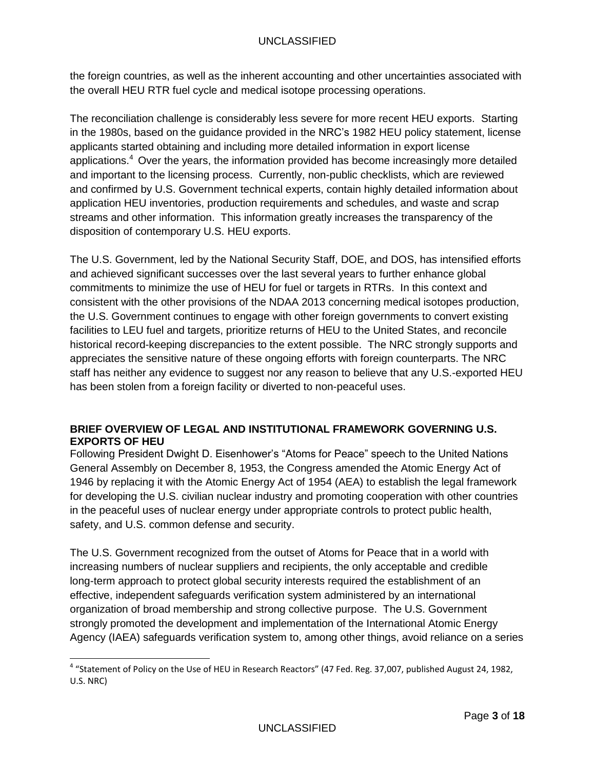the foreign countries, as well as the inherent accounting and other uncertainties associated with the overall HEU RTR fuel cycle and medical isotope processing operations.

The reconciliation challenge is considerably less severe for more recent HEU exports. Starting in the 1980s, based on the guidance provided in the NRC's 1982 HEU policy statement, license applicants started obtaining and including more detailed information in export license applications.[4] Over the years, the information provided has become increasingly more detailed and important to the licensing process. Currently, non-public checklists, which are reviewed and confirmed by U.S. Government technical experts, contain highly detailed information about application HEU inventories, production requirements and schedules, and waste and scrap streams and other information. This information greatly increases the transparency of the disposition of contemporary U.S. HEU exports.

The U.S. Government, led by the National Security Staff, DOE, and DOS, has intensified efforts and achieved significant successes over the last several years to further enhance global commitments to minimize the use of HEU for fuel or targets in RTRs. In this context and consistent with the other provisions of the NDAA 2013 concerning medical isotopes production, the U.S. Government continues to engage with other foreign governments to convert existing facilities to LEU fuel and targets, prioritize returns of HEU to the United States, and reconcile historical record-keeping discrepancies to the extent possible. The NRC strongly supports and appreciates the sensitive nature of these ongoing efforts with foreign counterparts. The NRC staff has neither any evidence to suggest nor any reason to believe that any U.S.-exported HEU has been stolen from a foreign facility or diverted to non-peaceful uses.

## BRIEF OVERVIEW OF LEGAL AND INSTITUTIONAL FRAMEWORK GOVERNING U.S. EXPORTS OF HEU

Following President Dwight D. Eisenhower's "Atoms for Peace" speech to the United Nations General Assembly on December 8, 1953, the Congress amended the Atomic Energy Act of 1946 by replacing it with the Atomic Energy Act of 1954 (AEA) to establish the legal framework for developing the U.S. civilian nuclear industry and promoting cooperation with other countries in the peaceful uses of nuclear energy under appropriate controls to protect public health, safety, and U.S. common defense and security.

The U.S. Government recognized from the outset of Atoms for Peace that in a world with increasing numbers of nuclear suppliers and recipients, the only acceptable and credible long-term approach to protect global security interests required the establishment of an effective, independent safeguards verification system administered by an international organization of broad membership and strong collective purpose. The U.S. Government strongly promoted the development and implementation of the International Atomic Energy Agency (IAEA) safeguards verification system to, among other things, avoid reliance on a series

[4] "Statement of Policy on the Use of HEU in Research Reactors" (47 Fed. Reg. 37,007, published August 24, 1982, U.S. NRC)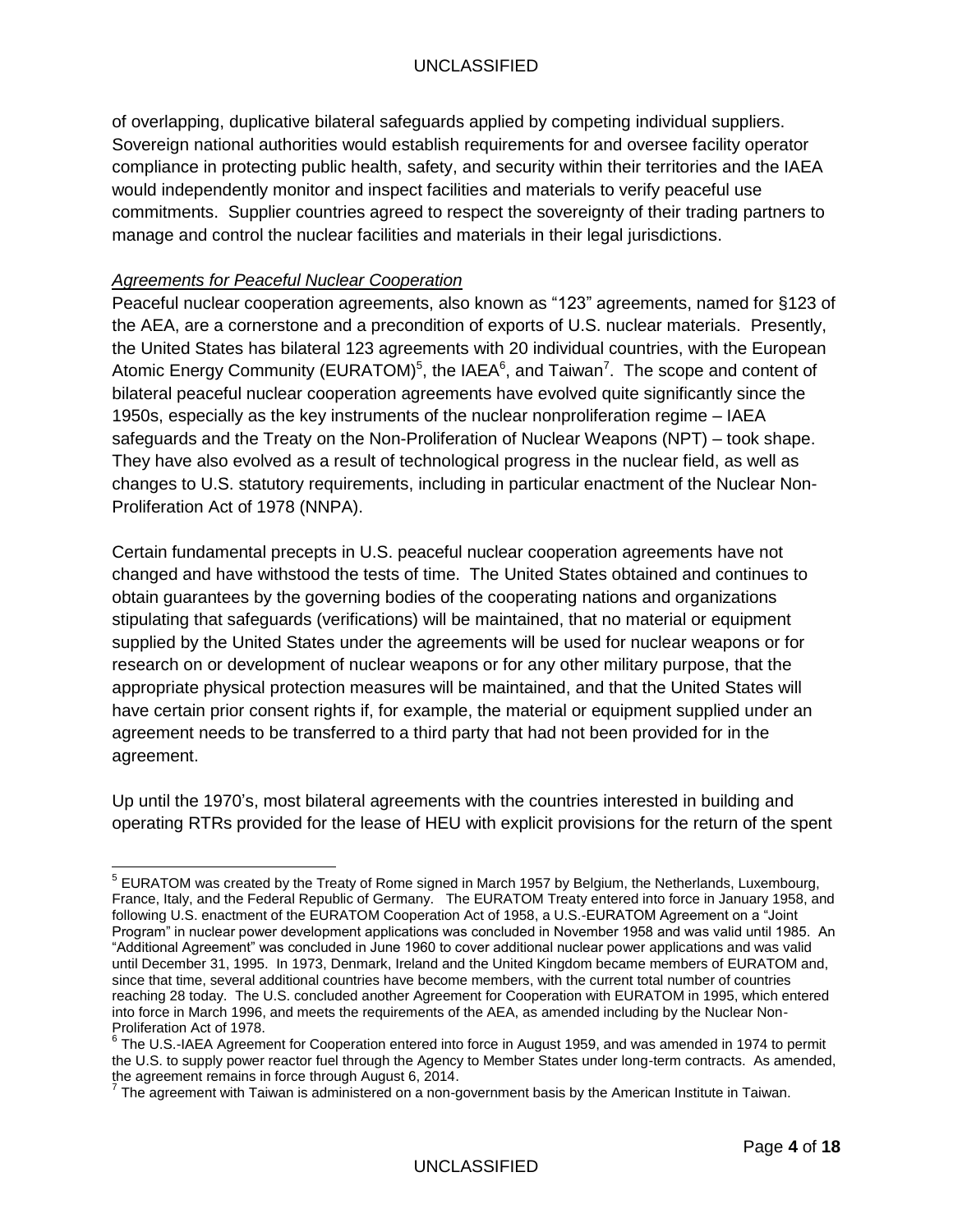of overlapping, duplicative bilateral safeguards applied by competing individual suppliers. Sovereign national authorities would establish requirements for and oversee facility operator compliance in protecting public health, safety, and security within their territories and the IAEA would independently monitor and inspect facilities and materials to verify peaceful use commitments. Supplier countries agreed to respect the sovereignty of their trading partners to manage and control the nuclear facilities and materials in their legal jurisdictions.

*Agreements for Peaceful Nuclear Cooperation*

Peaceful nuclear cooperation agreements, also known as "123" agreements, named for §123 of the AEA, are a cornerstone and a precondition of exports of U.S. nuclear materials. Presently, the United States has bilateral 123 agreements with 20 individual countries, with the European Atomic Energy Community (EURATOM)[5], the IAEA[6], and Taiwan[7]. The scope and content of bilateral peaceful nuclear cooperation agreements have evolved quite significantly since the 1950s, especially as the key instruments of the nuclear nonproliferation regime – IAEA safeguards and the Treaty on the Non-Proliferation of Nuclear Weapons (NPT) – took shape. They have also evolved as a result of technological progress in the nuclear field, as well as changes to U.S. statutory requirements, including in particular enactment of the Nuclear Non-Proliferation Act of 1978 (NNPA).

Certain fundamental precepts in U.S. peaceful nuclear cooperation agreements have not changed and have withstood the tests of time. The United States obtained and continues to obtain guarantees by the governing bodies of the cooperating nations and organizations stipulating that safeguards (verifications) will be maintained, that no material or equipment supplied by the United States under the agreements will be used for nuclear weapons or for research on or development of nuclear weapons or for any other military purpose, that the appropriate physical protection measures will be maintained, and that the United States will have certain prior consent rights if, for example, the material or equipment supplied under an agreement needs to be transferred to a third party that had not been provided for in the agreement.

Up until the 1970's, most bilateral agreements with the countries interested in building and operating RTRs provided for the lease of HEU with explicit provisions for the return of the spent

---

[5] EURATOM was created by the Treaty of Rome signed in March 1957 by Belgium, the Netherlands, Luxembourg, France, Italy, and the Federal Republic of Germany. The EURATOM Treaty entered into force in January 1958, and following U.S. enactment of the EURATOM Cooperation Act of 1958, a U.S.-EURATOM Agreement on a "Joint Program" in nuclear power development applications was concluded in November 1958 and was valid until 1985. An "Additional Agreement" was concluded in June 1960 to cover additional nuclear power applications and was valid until December 31, 1995. In 1973, Denmark, Ireland and the United Kingdom became members of EURATOM and, since that time, several additional countries have become members, with the current total number of countries reaching 28 today. The U.S. concluded another Agreement for Cooperation with EURATOM in 1995, which entered into force in March 1996, and meets the requirements of the AEA, as amended including by the Nuclear Non-Proliferation Act of 1978.

[6] The U.S.-IAEA Agreement for Cooperation entered into force in August 1959, and was amended in 1974 to permit the U.S. to supply power reactor fuel through the Agency to Member States under long-term contracts. As amended, the agreement remains in force through August 6, 2014.

[7] The agreement with Taiwan is administered on a non-government basis by the American Institute in Taiwan.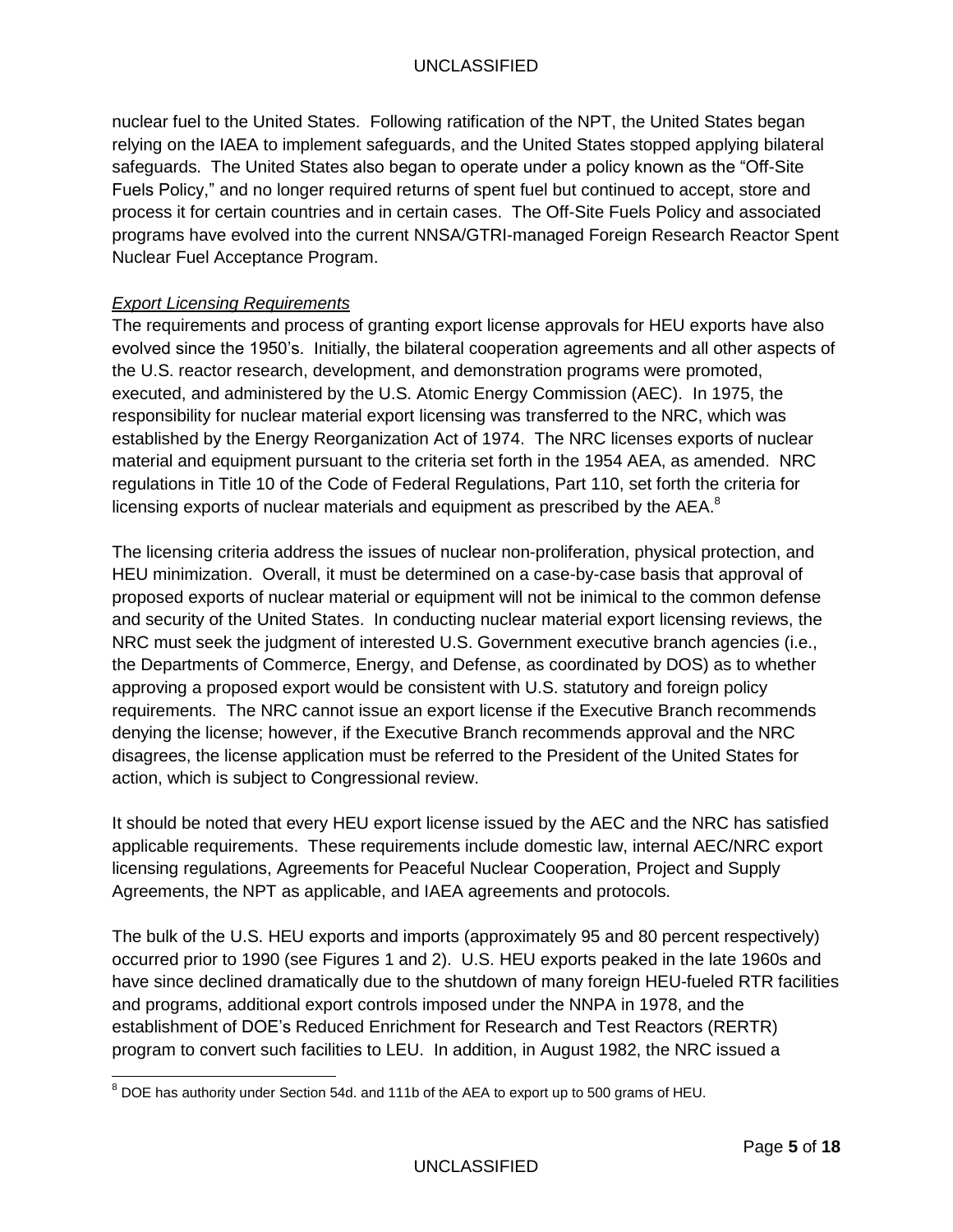nuclear fuel to the United States. Following ratification of the NPT, the United States began relying on the IAEA to implement safeguards, and the United States stopped applying bilateral safeguards. The United States also began to operate under a policy known as the "Off-Site Fuels Policy," and no longer required returns of spent fuel but continued to accept, store and process it for certain countries and in certain cases. The Off-Site Fuels Policy and associated programs have evolved into the current NNSA/GTRI-managed Foreign Research Reactor Spent Nuclear Fuel Acceptance Program.

*Export Licensing Requirements*

The requirements and process of granting export license approvals for HEU exports have also evolved since the 1950's. Initially, the bilateral cooperation agreements and all other aspects of the U.S. reactor research, development, and demonstration programs were promoted, executed, and administered by the U.S. Atomic Energy Commission (AEC). In 1975, the responsibility for nuclear material export licensing was transferred to the NRC, which was established by the Energy Reorganization Act of 1974. The NRC licenses exports of nuclear material and equipment pursuant to the criteria set forth in the 1954 AEA, as amended. NRC regulations in Title 10 of the Code of Federal Regulations, Part 110, set forth the criteria for licensing exports of nuclear materials and equipment as prescribed by the AEA.[8]

The licensing criteria address the issues of nuclear non-proliferation, physical protection, and HEU minimization. Overall, it must be determined on a case-by-case basis that approval of proposed exports of nuclear material or equipment will not be inimical to the common defense and security of the United States. In conducting nuclear material export licensing reviews, the NRC must seek the judgment of interested U.S. Government executive branch agencies (i.e., the Departments of Commerce, Energy, and Defense, as coordinated by DOS) as to whether approving a proposed export would be consistent with U.S. statutory and foreign policy requirements. The NRC cannot issue an export license if the Executive Branch recommends denying the license; however, if the Executive Branch recommends approval and the NRC disagrees, the license application must be referred to the President of the United States for action, which is subject to Congressional review.

It should be noted that every HEU export license issued by the AEC and the NRC has satisfied applicable requirements. These requirements include domestic law, internal AEC/NRC export licensing regulations, Agreements for Peaceful Nuclear Cooperation, Project and Supply Agreements, the NPT as applicable, and IAEA agreements and protocols.

The bulk of the U.S. HEU exports and imports (approximately 95 and 80 percent respectively) occurred prior to 1990 (see Figures 1 and 2). U.S. HEU exports peaked in the late 1960s and have since declined dramatically due to the shutdown of many foreign HEU-fueled RTR facilities and programs, additional export controls imposed under the NNPA in 1978, and the establishment of DOE's Reduced Enrichment for Research and Test Reactors (RERTR) program to convert such facilities to LEU. In addition, in August 1982, the NRC issued a

[8] DOE has authority under Section 54d. and 111b of the AEA to export up to 500 grams of HEU.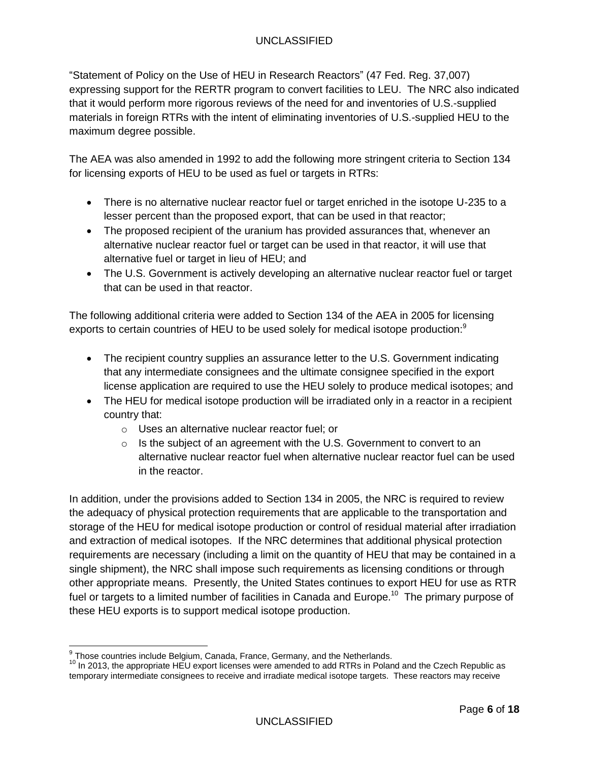"Statement of Policy on the Use of HEU in Research Reactors" (47 Fed. Reg. 37,007) expressing support for the RERTR program to convert facilities to LEU. The NRC also indicated that it would perform more rigorous reviews of the need for and inventories of U.S.-supplied materials in foreign RTRs with the intent of eliminating inventories of U.S.-supplied HEU to the maximum degree possible.

The AEA was also amended in 1992 to add the following more stringent criteria to Section 134 for licensing exports of HEU to be used as fuel or targets in RTRs:

- There is no alternative nuclear reactor fuel or target enriched in the isotope U-235 to a lesser percent than the proposed export, that can be used in that reactor;
- The proposed recipient of the uranium has provided assurances that, whenever an alternative nuclear reactor fuel or target can be used in that reactor, it will use that alternative fuel or target in lieu of HEU; and
- The U.S. Government is actively developing an alternative nuclear reactor fuel or target that can be used in that reactor.

The following additional criteria were added to Section 134 of the AEA in 2005 for licensing exports to certain countries of HEU to be used solely for medical isotope production:[9]

- The recipient country supplies an assurance letter to the U.S. Government indicating that any intermediate consignees and the ultimate consignee specified in the export license application are required to use the HEU solely to produce medical isotopes; and
- The HEU for medical isotope production will be irradiated only in a reactor in a recipient country that:
  - Uses an alternative nuclear reactor fuel; or
  - Is the subject of an agreement with the U.S. Government to convert to an alternative nuclear reactor fuel when alternative nuclear reactor fuel can be used in the reactor.

In addition, under the provisions added to Section 134 in 2005, the NRC is required to review the adequacy of physical protection requirements that are applicable to the transportation and storage of the HEU for medical isotope production or control of residual material after irradiation and extraction of medical isotopes. If the NRC determines that additional physical protection requirements are necessary (including a limit on the quantity of HEU that may be contained in a single shipment), the NRC shall impose such requirements as licensing conditions or through other appropriate means. Presently, the United States continues to export HEU for use as RTR fuel or targets to a limited number of facilities in Canada and Europe.[10] The primary purpose of these HEU exports is to support medical isotope production.

[9] Those countries include Belgium, Canada, France, Germany, and the Netherlands.

[10] In 2013, the appropriate HEU export licenses were amended to add RTRs in Poland and the Czech Republic as temporary intermediate consignees to receive and irradiate medical isotope targets. These reactors may receive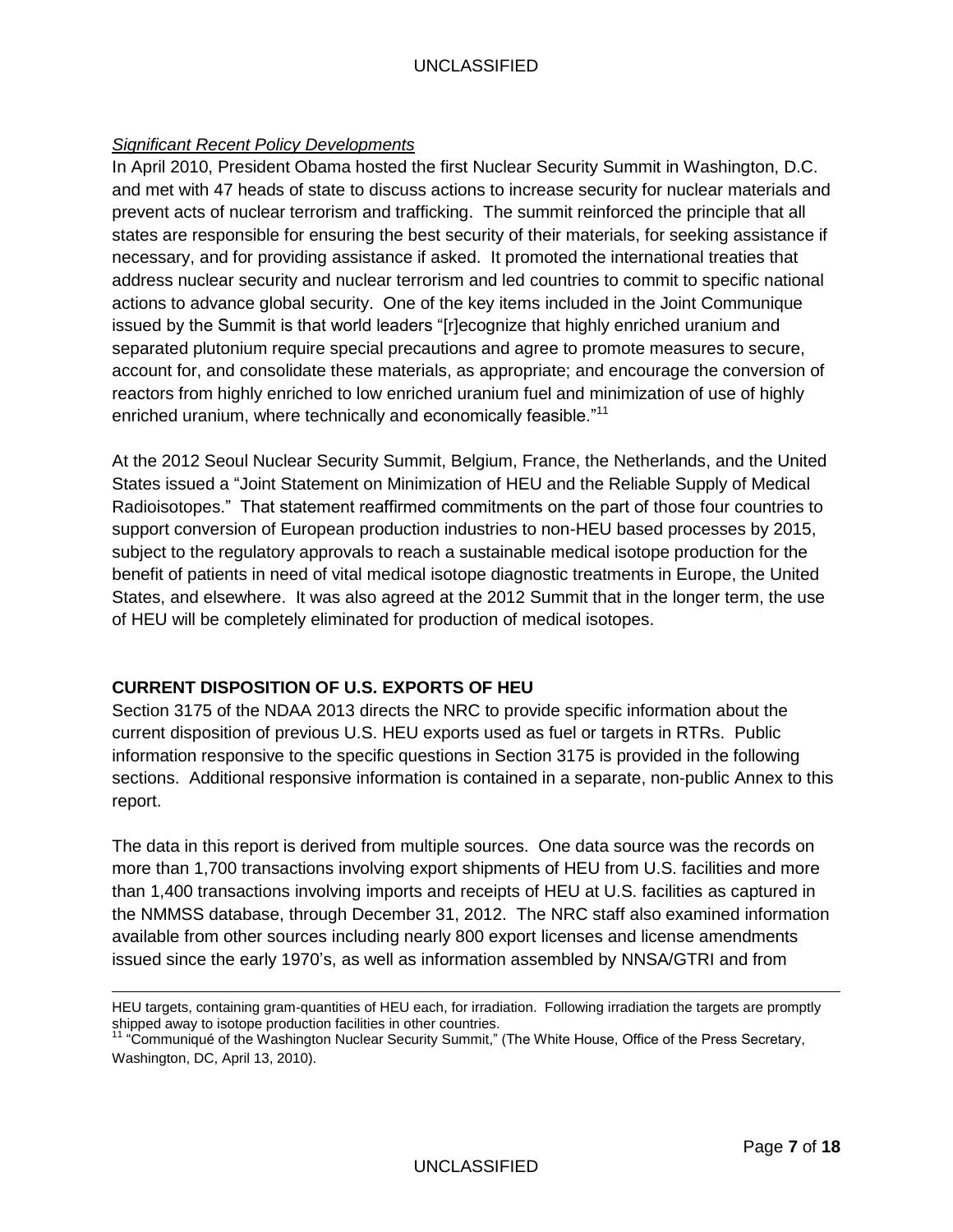*Significant Recent Policy Developments*

In April 2010, President Obama hosted the first Nuclear Security Summit in Washington, D.C. and met with 47 heads of state to discuss actions to increase security for nuclear materials and prevent acts of nuclear terrorism and trafficking. The summit reinforced the principle that all states are responsible for ensuring the best security of their materials, for seeking assistance if necessary, and for providing assistance if asked. It promoted the international treaties that address nuclear security and nuclear terrorism and led countries to commit to specific national actions to advance global security. One of the key items included in the Joint Communique issued by the Summit is that world leaders "[r]ecognize that highly enriched uranium and separated plutonium require special precautions and agree to promote measures to secure, account for, and consolidate these materials, as appropriate; and encourage the conversion of reactors from highly enriched to low enriched uranium fuel and minimization of use of highly enriched uranium, where technically and economically feasible."[11]

At the 2012 Seoul Nuclear Security Summit, Belgium, France, the Netherlands, and the United States issued a "Joint Statement on Minimization of HEU and the Reliable Supply of Medical Radioisotopes." That statement reaffirmed commitments on the part of those four countries to support conversion of European production industries to non-HEU based processes by 2015, subject to the regulatory approvals to reach a sustainable medical isotope production for the benefit of patients in need of vital medical isotope diagnostic treatments in Europe, the United States, and elsewhere. It was also agreed at the 2012 Summit that in the longer term, the use of HEU will be completely eliminated for production of medical isotopes.

## CURRENT DISPOSITION OF U.S. EXPORTS OF HEU

Section 3175 of the NDAA 2013 directs the NRC to provide specific information about the current disposition of previous U.S. HEU exports used as fuel or targets in RTRs. Public information responsive to the specific questions in Section 3175 is provided in the following sections. Additional responsive information is contained in a separate, non-public Annex to this report.

The data in this report is derived from multiple sources. One data source was the records on more than 1,700 transactions involving export shipments of HEU from U.S. facilities and more than 1,400 transactions involving imports and receipts of HEU at U.S. facilities as captured in the NMMSS database, through December 31, 2012. The NRC staff also examined information available from other sources including nearly 800 export licenses and license amendments issued since the early 1970's, as well as information assembled by NNSA/GTRI and from

---

HEU targets, containing gram-quantities of HEU each, for irradiation. Following irradiation the targets are promptly shipped away to isotope production facilities in other countries.

[11] "Communiqué of the Washington Nuclear Security Summit," (The White House, Office of the Press Secretary, Washington, DC, April 13, 2010).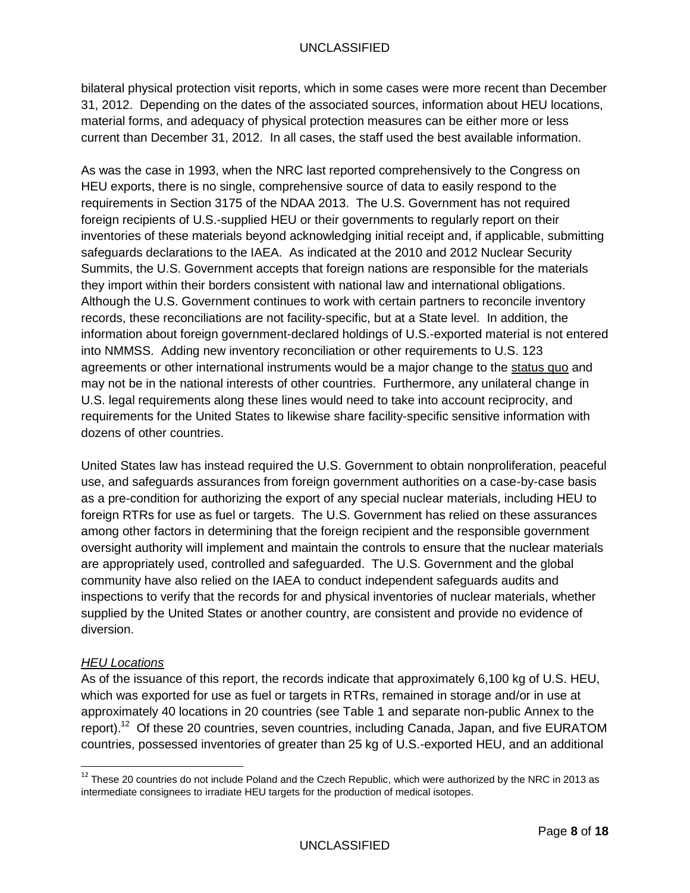bilateral physical protection visit reports, which in some cases were more recent than December 31, 2012. Depending on the dates of the associated sources, information about HEU locations, material forms, and adequacy of physical protection measures can be either more or less current than December 31, 2012. In all cases, the staff used the best available information.

As was the case in 1993, when the NRC last reported comprehensively to the Congress on HEU exports, there is no single, comprehensive source of data to easily respond to the requirements in Section 3175 of the NDAA 2013. The U.S. Government has not required foreign recipients of U.S.-supplied HEU or their governments to regularly report on their inventories of these materials beyond acknowledging initial receipt and, if applicable, submitting safeguards declarations to the IAEA. As indicated at the 2010 and 2012 Nuclear Security Summits, the U.S. Government accepts that foreign nations are responsible for the materials they import within their borders consistent with national law and international obligations. Although the U.S. Government continues to work with certain partners to reconcile inventory records, these reconciliations are not facility-specific, but at a State level. In addition, the information about foreign government-declared holdings of U.S.-exported material is not entered into NMMSS. Adding new inventory reconciliation or other requirements to U.S. 123 agreements or other international instruments would be a major change to the status quo and may not be in the national interests of other countries. Furthermore, any unilateral change in U.S. legal requirements along these lines would need to take into account reciprocity, and requirements for the United States to likewise share facility-specific sensitive information with dozens of other countries.

United States law has instead required the U.S. Government to obtain nonproliferation, peaceful use, and safeguards assurances from foreign government authorities on a case-by-case basis as a pre-condition for authorizing the export of any special nuclear materials, including HEU to foreign RTRs for use as fuel or targets. The U.S. Government has relied on these assurances among other factors in determining that the foreign recipient and the responsible government oversight authority will implement and maintain the controls to ensure that the nuclear materials are appropriately used, controlled and safeguarded. The U.S. Government and the global community have also relied on the IAEA to conduct independent safeguards audits and inspections to verify that the records for and physical inventories of nuclear materials, whether supplied by the United States or another country, are consistent and provide no evidence of diversion.

*HEU Locations*

As of the issuance of this report, the records indicate that approximately 6,100 kg of U.S. HEU, which was exported for use as fuel or targets in RTRs, remained in storage and/or in use at approximately 40 locations in 20 countries (see Table 1 and separate non-public Annex to the report).[12] Of these 20 countries, seven countries, including Canada, Japan, and five EURATOM countries, possessed inventories of greater than 25 kg of U.S.-exported HEU, and an additional

[12] These 20 countries do not include Poland and the Czech Republic, which were authorized by the NRC in 2013 as intermediate consignees to irradiate HEU targets for the production of medical isotopes.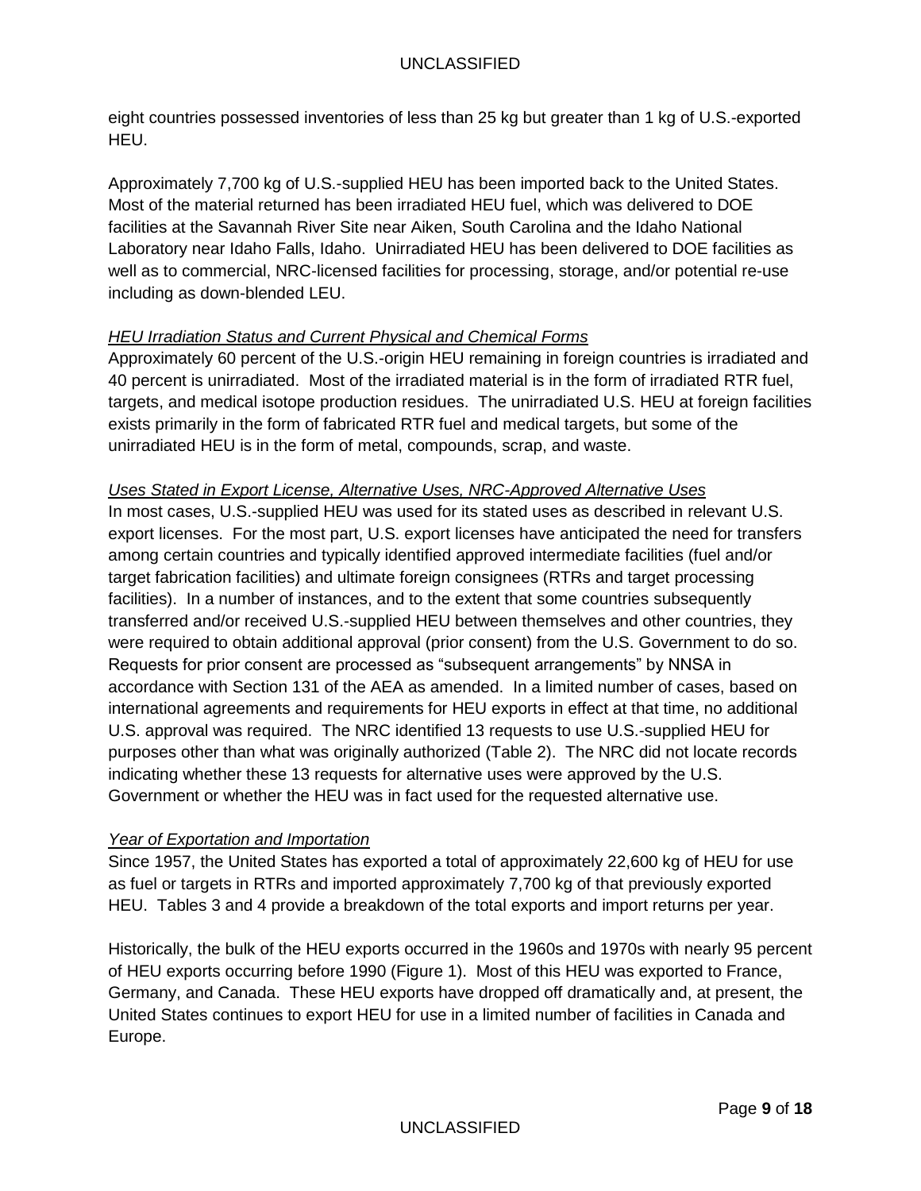eight countries possessed inventories of less than 25 kg but greater than 1 kg of U.S.-exported HEU.

Approximately 7,700 kg of U.S.-supplied HEU has been imported back to the United States. Most of the material returned has been irradiated HEU fuel, which was delivered to DOE facilities at the Savannah River Site near Aiken, South Carolina and the Idaho National Laboratory near Idaho Falls, Idaho. Unirradiated HEU has been delivered to DOE facilities as well as to commercial, NRC-licensed facilities for processing, storage, and/or potential re-use including as down-blended LEU.

*HEU Irradiation Status and Current Physical and Chemical Forms*

Approximately 60 percent of the U.S.-origin HEU remaining in foreign countries is irradiated and 40 percent is unirradiated. Most of the irradiated material is in the form of irradiated RTR fuel, targets, and medical isotope production residues. The unirradiated U.S. HEU at foreign facilities exists primarily in the form of fabricated RTR fuel and medical targets, but some of the unirradiated HEU is in the form of metal, compounds, scrap, and waste.

*Uses Stated in Export License, Alternative Uses, NRC-Approved Alternative Uses*

In most cases, U.S.-supplied HEU was used for its stated uses as described in relevant U.S. export licenses. For the most part, U.S. export licenses have anticipated the need for transfers among certain countries and typically identified approved intermediate facilities (fuel and/or target fabrication facilities) and ultimate foreign consignees (RTRs and target processing facilities). In a number of instances, and to the extent that some countries subsequently transferred and/or received U.S.-supplied HEU between themselves and other countries, they were required to obtain additional approval (prior consent) from the U.S. Government to do so. Requests for prior consent are processed as "subsequent arrangements" by NNSA in accordance with Section 131 of the AEA as amended. In a limited number of cases, based on international agreements and requirements for HEU exports in effect at that time, no additional U.S. approval was required. The NRC identified 13 requests to use U.S.-supplied HEU for purposes other than what was originally authorized (Table 2). The NRC did not locate records indicating whether these 13 requests for alternative uses were approved by the U.S. Government or whether the HEU was in fact used for the requested alternative use.

*Year of Exportation and Importation*

Since 1957, the United States has exported a total of approximately 22,600 kg of HEU for use as fuel or targets in RTRs and imported approximately 7,700 kg of that previously exported HEU. Tables 3 and 4 provide a breakdown of the total exports and import returns per year.

Historically, the bulk of the HEU exports occurred in the 1960s and 1970s with nearly 95 percent of HEU exports occurring before 1990 (Figure 1). Most of this HEU was exported to France, Germany, and Canada. These HEU exports have dropped off dramatically and, at present, the United States continues to export HEU for use in a limited number of facilities in Canada and Europe.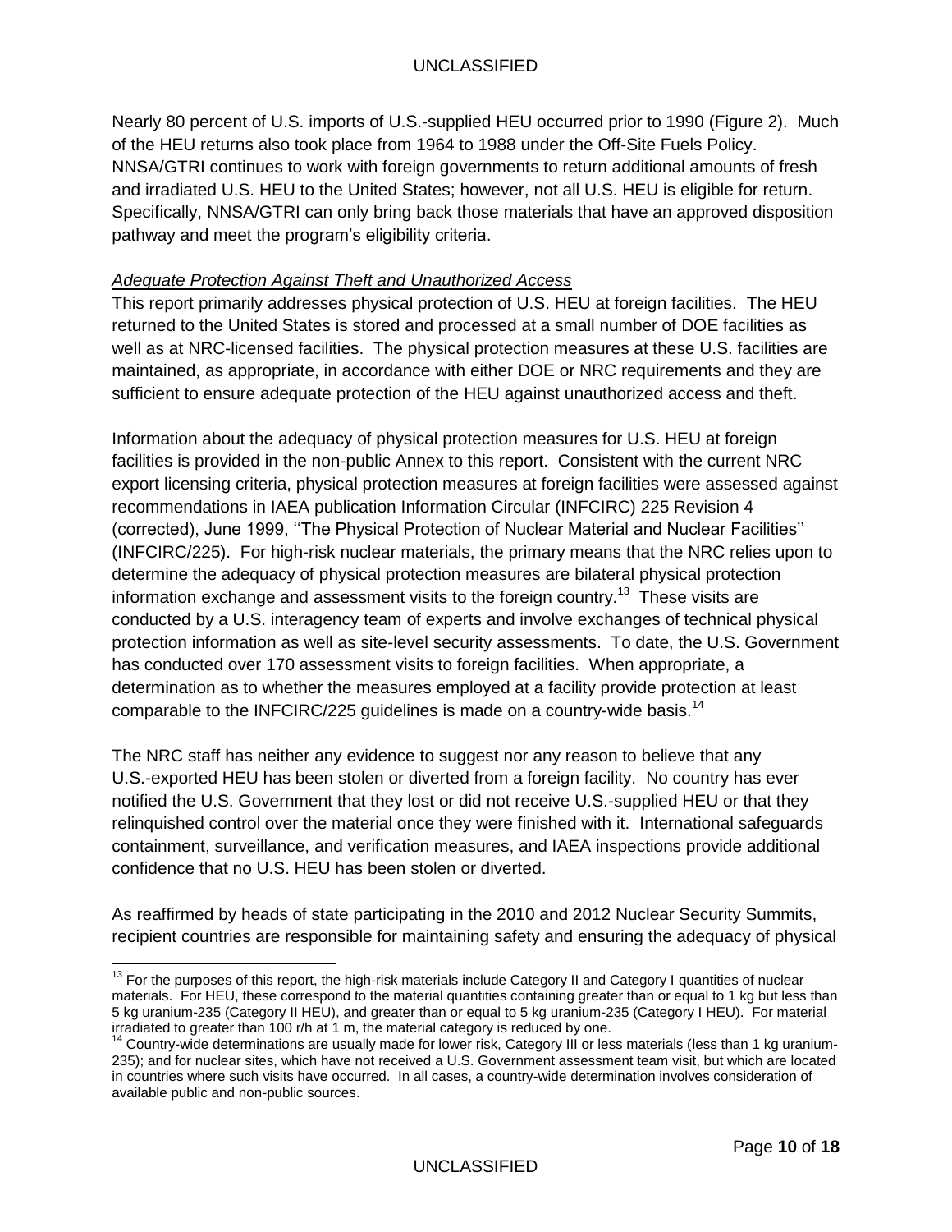Nearly 80 percent of U.S. imports of U.S.-supplied HEU occurred prior to 1990 (Figure 2). Much of the HEU returns also took place from 1964 to 1988 under the Off-Site Fuels Policy. NNSA/GTRI continues to work with foreign governments to return additional amounts of fresh and irradiated U.S. HEU to the United States; however, not all U.S. HEU is eligible for return. Specifically, NNSA/GTRI can only bring back those materials that have an approved disposition pathway and meet the program's eligibility criteria.

*Adequate Protection Against Theft and Unauthorized Access*

This report primarily addresses physical protection of U.S. HEU at foreign facilities. The HEU returned to the United States is stored and processed at a small number of DOE facilities as well as at NRC-licensed facilities. The physical protection measures at these U.S. facilities are maintained, as appropriate, in accordance with either DOE or NRC requirements and they are sufficient to ensure adequate protection of the HEU against unauthorized access and theft.

Information about the adequacy of physical protection measures for U.S. HEU at foreign facilities is provided in the non-public Annex to this report. Consistent with the current NRC export licensing criteria, physical protection measures at foreign facilities were assessed against recommendations in IAEA publication Information Circular (INFCIRC) 225 Revision 4 (corrected), June 1999, ''The Physical Protection of Nuclear Material and Nuclear Facilities'' (INFCIRC/225). For high-risk nuclear materials, the primary means that the NRC relies upon to determine the adequacy of physical protection measures are bilateral physical protection information exchange and assessment visits to the foreign country.[13] These visits are conducted by a U.S. interagency team of experts and involve exchanges of technical physical protection information as well as site-level security assessments. To date, the U.S. Government has conducted over 170 assessment visits to foreign facilities. When appropriate, a determination as to whether the measures employed at a facility provide protection at least comparable to the INFCIRC/225 guidelines is made on a country-wide basis.[14]

The NRC staff has neither any evidence to suggest nor any reason to believe that any U.S.-exported HEU has been stolen or diverted from a foreign facility. No country has ever notified the U.S. Government that they lost or did not receive U.S.-supplied HEU or that they relinquished control over the material once they were finished with it. International safeguards containment, surveillance, and verification measures, and IAEA inspections provide additional confidence that no U.S. HEU has been stolen or diverted.

As reaffirmed by heads of state participating in the 2010 and 2012 Nuclear Security Summits, recipient countries are responsible for maintaining safety and ensuring the adequacy of physical

---

[13] For the purposes of this report, the high-risk materials include Category II and Category I quantities of nuclear materials. For HEU, these correspond to the material quantities containing greater than or equal to 1 kg but less than 5 kg uranium-235 (Category II HEU), and greater than or equal to 5 kg uranium-235 (Category I HEU). For material irradiated to greater than 100 r/h at 1 m, the material category is reduced by one.

[14] Country-wide determinations are usually made for lower risk, Category III or less materials (less than 1 kg uranium-235); and for nuclear sites, which have not received a U.S. Government assessment team visit, but which are located in countries where such visits have occurred. In all cases, a country-wide determination involves consideration of available public and non-public sources.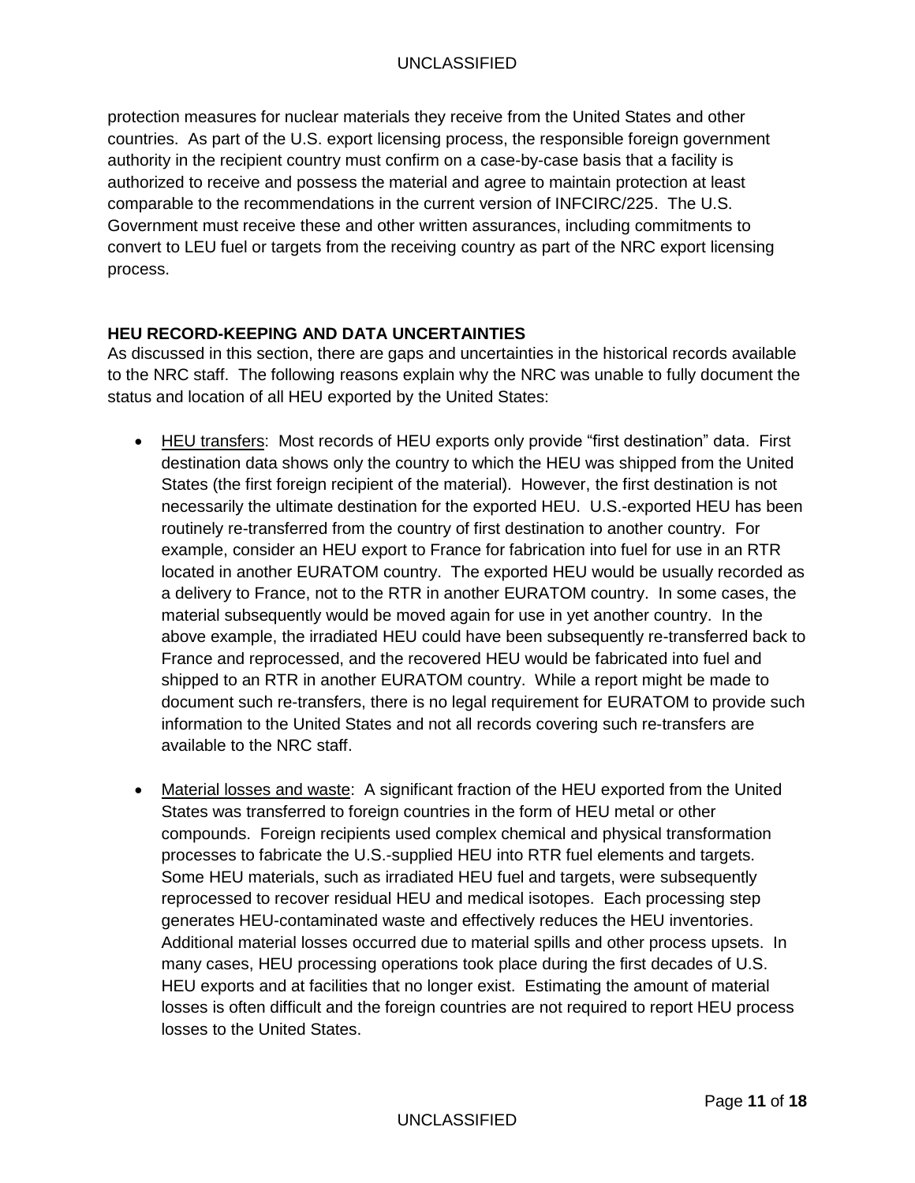protection measures for nuclear materials they receive from the United States and other countries. As part of the U.S. export licensing process, the responsible foreign government authority in the recipient country must confirm on a case-by-case basis that a facility is authorized to receive and possess the material and agree to maintain protection at least comparable to the recommendations in the current version of INFCIRC/225. The U.S. Government must receive these and other written assurances, including commitments to convert to LEU fuel or targets from the receiving country as part of the NRC export licensing process.

**HEU RECORD-KEEPING AND DATA UNCERTAINTIES**

As discussed in this section, there are gaps and uncertainties in the historical records available to the NRC staff. The following reasons explain why the NRC was unable to fully document the status and location of all HEU exported by the United States:

- HEU transfers: Most records of HEU exports only provide "first destination" data. First destination data shows only the country to which the HEU was shipped from the United States (the first foreign recipient of the material). However, the first destination is not necessarily the ultimate destination for the exported HEU. U.S.-exported HEU has been routinely re-transferred from the country of first destination to another country. For example, consider an HEU export to France for fabrication into fuel for use in an RTR located in another EURATOM country. The exported HEU would be usually recorded as a delivery to France, not to the RTR in another EURATOM country. In some cases, the material subsequently would be moved again for use in yet another country. In the above example, the irradiated HEU could have been subsequently re-transferred back to France and reprocessed, and the recovered HEU would be fabricated into fuel and shipped to an RTR in another EURATOM country. While a report might be made to document such re-transfers, there is no legal requirement for EURATOM to provide such information to the United States and not all records covering such re-transfers are available to the NRC staff.

- Material losses and waste: A significant fraction of the HEU exported from the United States was transferred to foreign countries in the form of HEU metal or other compounds. Foreign recipients used complex chemical and physical transformation processes to fabricate the U.S.-supplied HEU into RTR fuel elements and targets. Some HEU materials, such as irradiated HEU fuel and targets, were subsequently reprocessed to recover residual HEU and medical isotopes. Each processing step generates HEU-contaminated waste and effectively reduces the HEU inventories. Additional material losses occurred due to material spills and other process upsets. In many cases, HEU processing operations took place during the first decades of U.S. HEU exports and at facilities that no longer exist. Estimating the amount of material losses is often difficult and the foreign countries are not required to report HEU process losses to the United States.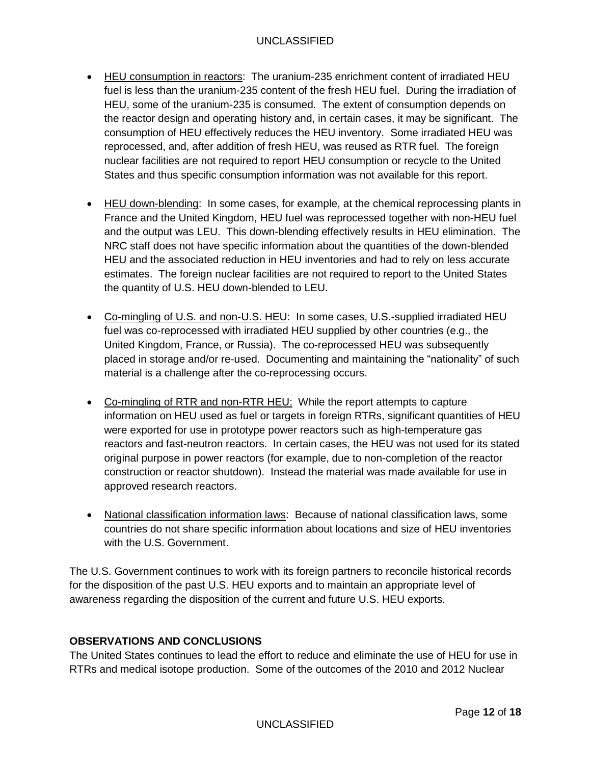- HEU consumption in reactors: The uranium-235 enrichment content of irradiated HEU fuel is less than the uranium-235 content of the fresh HEU fuel. During the irradiation of HEU, some of the uranium-235 is consumed. The extent of consumption depends on the reactor design and operating history and, in certain cases, it may be significant. The consumption of HEU effectively reduces the HEU inventory. Some irradiated HEU was reprocessed, and, after addition of fresh HEU, was reused as RTR fuel. The foreign nuclear facilities are not required to report HEU consumption or recycle to the United States and thus specific consumption information was not available for this report.

- HEU down-blending: In some cases, for example, at the chemical reprocessing plants in France and the United Kingdom, HEU fuel was reprocessed together with non-HEU fuel and the output was LEU. This down-blending effectively results in HEU elimination. The NRC staff does not have specific information about the quantities of the down-blended HEU and the associated reduction in HEU inventories and had to rely on less accurate estimates. The foreign nuclear facilities are not required to report to the United States the quantity of U.S. HEU down-blended to LEU.

- Co-mingling of U.S. and non-U.S. HEU: In some cases, U.S.-supplied irradiated HEU fuel was co-reprocessed with irradiated HEU supplied by other countries (e.g., the United Kingdom, France, or Russia). The co-reprocessed HEU was subsequently placed in storage and/or re-used. Documenting and maintaining the "nationality" of such material is a challenge after the co-reprocessing occurs.

- Co-mingling of RTR and non-RTR HEU: While the report attempts to capture information on HEU used as fuel or targets in foreign RTRs, significant quantities of HEU were exported for use in prototype power reactors such as high-temperature gas reactors and fast-neutron reactors. In certain cases, the HEU was not used for its stated original purpose in power reactors (for example, due to non-completion of the reactor construction or reactor shutdown). Instead the material was made available for use in approved research reactors.

- National classification information laws: Because of national classification laws, some countries do not share specific information about locations and size of HEU inventories with the U.S. Government.

The U.S. Government continues to work with its foreign partners to reconcile historical records for the disposition of the past U.S. HEU exports and to maintain an appropriate level of awareness regarding the disposition of the current and future U.S. HEU exports.

**OBSERVATIONS AND CONCLUSIONS**

The United States continues to lead the effort to reduce and eliminate the use of HEU for use in RTRs and medical isotope production. Some of the outcomes of the 2010 and 2012 Nuclear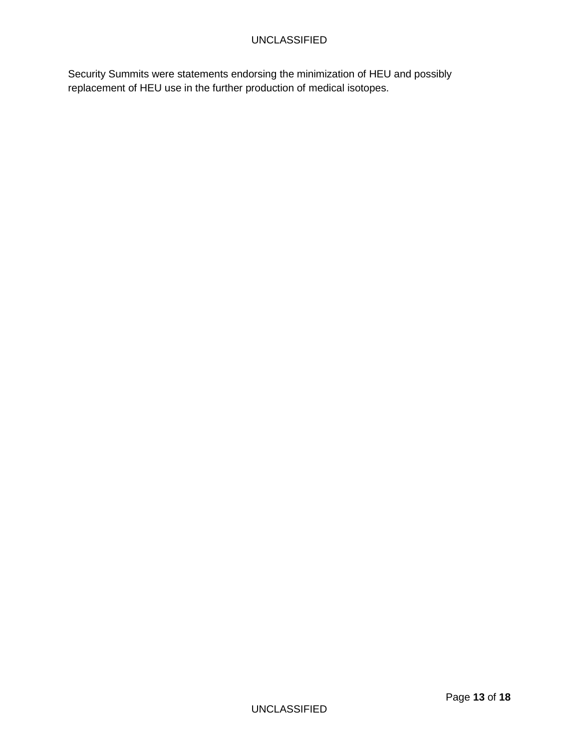Security Summits were statements endorsing the minimization of HEU and possibly replacement of HEU use in the further production of medical isotopes.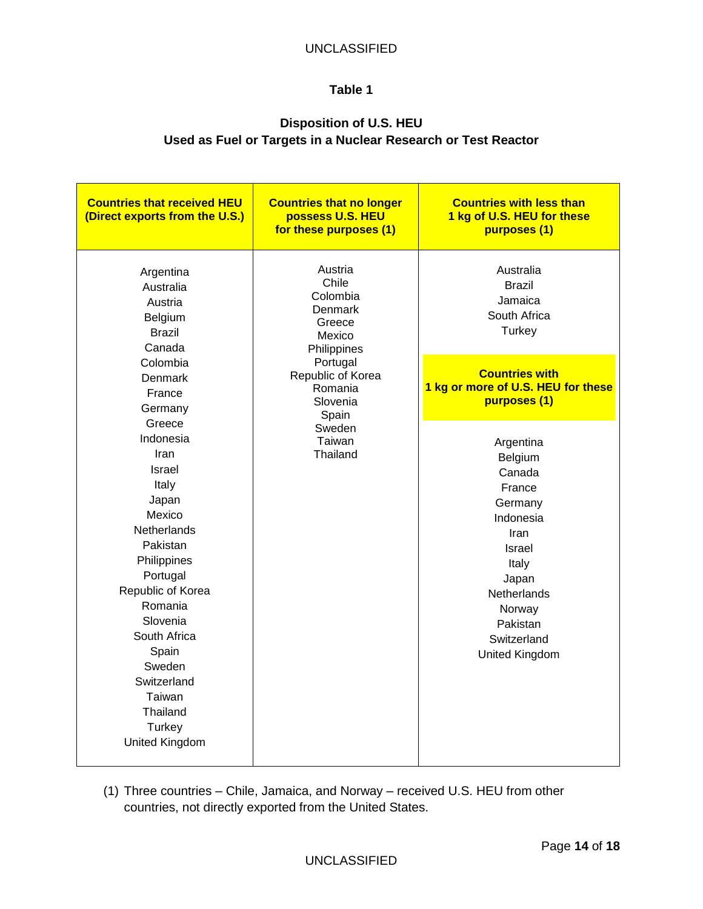**Table 1**

**Disposition of U.S. HEU**
**Used as Fuel or Targets in a Nuclear Research or Test Reactor**

| Countries that received HEU (Direct exports from the U.S.) | Countries that no longer possess U.S. HEU for these purposes (1) | Countries with less than 1 kg of U.S. HEU for these purposes (1) |
|---|---|---|
| Argentina | Austria | Australia |
| Australia | Chile | Brazil |
| Austria | Colombia | Jamaica |
| Belgium | Denmark | South Africa |
| Brazil | Greece | Turkey |
| Canada | Mexico | |
| Colombia | Philippines | **Countries with 1 kg or more of U.S. HEU for these purposes (1)** |
| Denmark | Portugal | Argentina |
| France | Republic of Korea | Belgium |
| Germany | Romania | Canada |
| Greece | Slovenia | France |
| Indonesia | Spain | Germany |
| Iran | Sweden | Indonesia |
| Israel | Taiwan | Iran |
| Italy | Thailand | Israel |
| Japan | | Italy |
| Mexico | | Japan |
| Netherlands | | Netherlands |
| Pakistan | | Norway |
| Philippines | | Pakistan |
| Portugal | | Switzerland |
| Republic of Korea | | United Kingdom |
| Romania | | |
| Slovenia | | |
| South Africa | | |
| Spain | | |
| Sweden | | |
| Switzerland | | |
| Taiwan | | |
| Thailand | | |
| Turkey | | |
| United Kingdom | | |

(1) Three countries – Chile, Jamaica, and Norway – received U.S. HEU from other countries, not directly exported from the United States.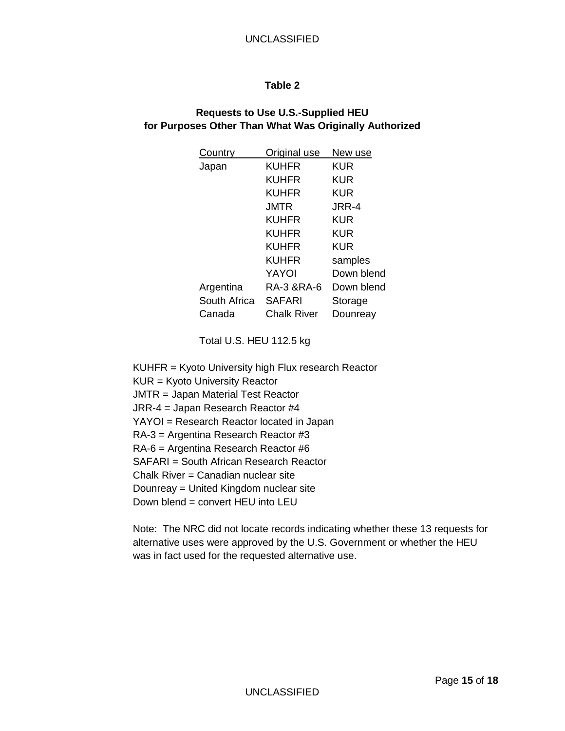**Table 2**

**Requests to Use U.S.-Supplied HEU for Purposes Other Than What Was Originally Authorized**

| Country | Original use | New use |
|---|---|---|
| Japan | KUHFR | KUR |
| | KUHFR | KUR |
| | KUHFR | KUR |
| | JMTR | JRR-4 |
| | KUHFR | KUR |
| | KUHFR | KUR |
| | KUHFR | KUR |
| | KUHFR | samples |
| | YAYOI | Down blend |
| Argentina | RA-3 &RA-6 | Down blend |
| South Africa | SAFARI | Storage |
| Canada | Chalk River | Dounreay |

Total U.S. HEU 112.5 kg

KUHFR = Kyoto University high Flux research Reactor
KUR = Kyoto University Reactor
JMTR = Japan Material Test Reactor
JRR-4 = Japan Research Reactor #4
YAYOI = Research Reactor located in Japan
RA-3 = Argentina Research Reactor #3
RA-6 = Argentina Research Reactor #6
SAFARI = South African Research Reactor
Chalk River = Canadian nuclear site
Dounreay = United Kingdom nuclear site
Down blend = convert HEU into LEU

Note: The NRC did not locate records indicating whether these 13 requests for alternative uses were approved by the U.S. Government or whether the HEU was in fact used for the requested alternative use.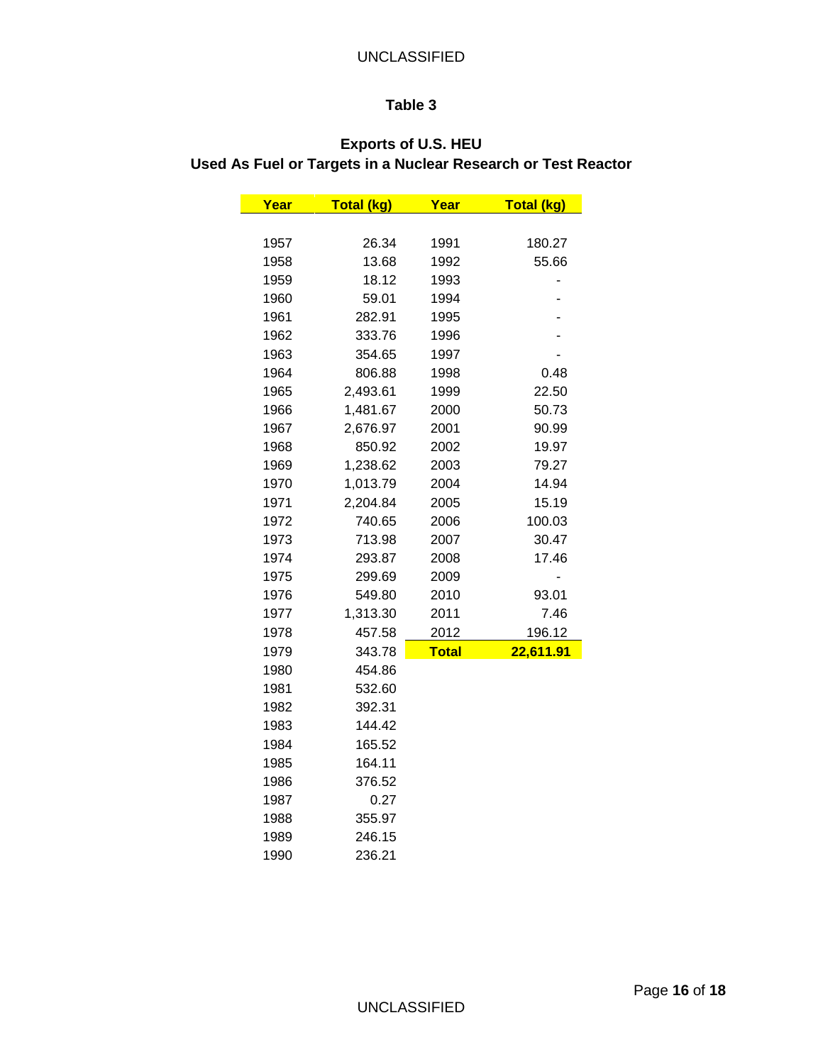## Table 3

### Exports of U.S. HEU Used As Fuel or Targets in a Nuclear Research or Test Reactor

| Year | Total (kg) | Year | Total (kg) |
|---|---|---|---|
| 1957 | 26.34 | 1991 | 180.27 |
| 1958 | 13.68 | 1992 | 55.66 |
| 1959 | 18.12 | 1993 | - |
| 1960 | 59.01 | 1994 | - |
| 1961 | 282.91 | 1995 | - |
| 1962 | 333.76 | 1996 | - |
| 1963 | 354.65 | 1997 | - |
| 1964 | 806.88 | 1998 | 0.48 |
| 1965 | 2,493.61 | 1999 | 22.50 |
| 1966 | 1,481.67 | 2000 | 50.73 |
| 1967 | 2,676.97 | 2001 | 90.99 |
| 1968 | 850.92 | 2002 | 19.97 |
| 1969 | 1,238.62 | 2003 | 79.27 |
| 1970 | 1,013.79 | 2004 | 14.94 |
| 1971 | 2,204.84 | 2005 | 15.19 |
| 1972 | 740.65 | 2006 | 100.03 |
| 1973 | 713.98 | 2007 | 30.47 |
| 1974 | 293.87 | 2008 | 17.46 |
| 1975 | 299.69 | 2009 | - |
| 1976 | 549.80 | 2010 | 93.01 |
| 1977 | 1,313.30 | 2011 | 7.46 |
| 1978 | 457.58 | 2012 | 196.12 |
| 1979 | 343.78 | **Total** | **22,611.91** |
| 1980 | 454.86 | | |
| 1981 | 532.60 | | |
| 1982 | 392.31 | | |
| 1983 | 144.42 | | |
| 1984 | 165.52 | | |
| 1985 | 164.11 | | |
| 1986 | 376.52 | | |
| 1987 | 0.27 | | |
| 1988 | 355.97 | | |
| 1989 | 246.15 | | |
| 1990 | 236.21 | | |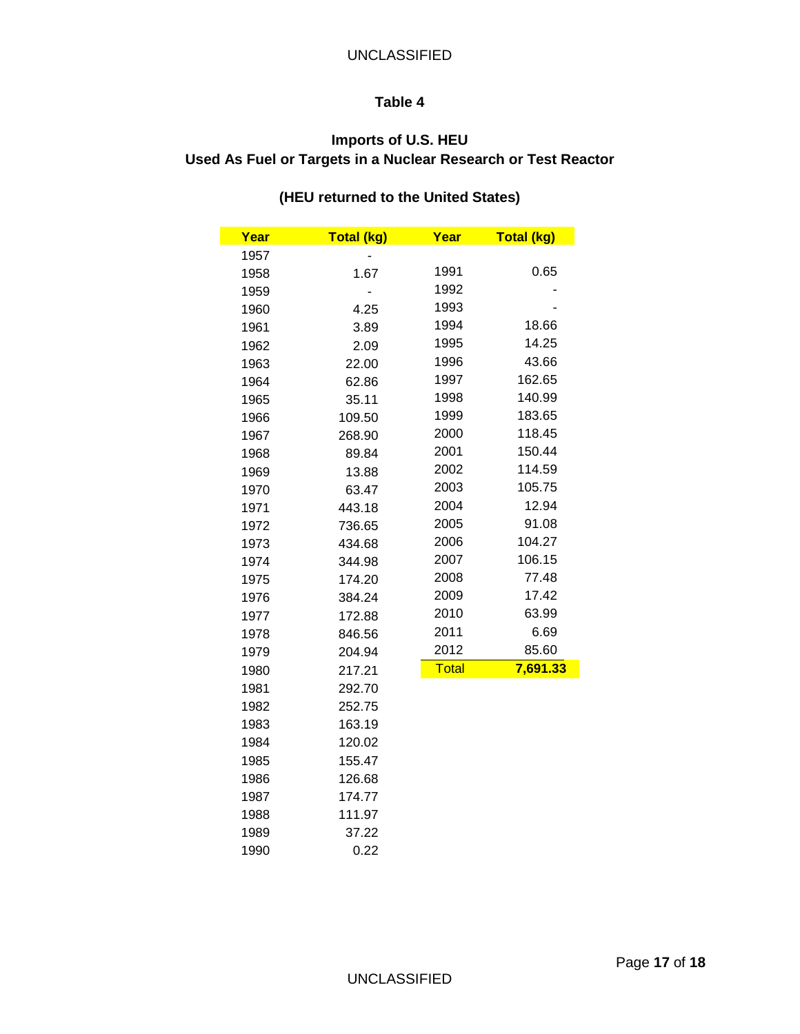UNCLASSIFIED

## Table 4

### Imports of U.S. HEU
### Used As Fuel or Targets in a Nuclear Research or Test Reactor

### (HEU returned to the United States)

| Year | Total (kg) | Year | Total (kg) |
|---|---|---|---|
| 1957 | - | | |
| 1958 | 1.67 | 1991 | 0.65 |
| 1959 | - | 1992 | - |
| 1960 | 4.25 | 1993 | - |
| 1961 | 3.89 | 1994 | 18.66 |
| 1962 | 2.09 | 1995 | 14.25 |
| 1963 | 22.00 | 1996 | 43.66 |
| 1964 | 62.86 | 1997 | 162.65 |
| 1965 | 35.11 | 1998 | 140.99 |
| 1966 | 109.50 | 1999 | 183.65 |
| 1967 | 268.90 | 2000 | 118.45 |
| 1968 | 89.84 | 2001 | 150.44 |
| 1969 | 13.88 | 2002 | 114.59 |
| 1970 | 63.47 | 2003 | 105.75 |
| 1971 | 443.18 | 2004 | 12.94 |
| 1972 | 736.65 | 2005 | 91.08 |
| 1973 | 434.68 | 2006 | 104.27 |
| 1974 | 344.98 | 2007 | 106.15 |
| 1975 | 174.20 | 2008 | 77.48 |
| 1976 | 384.24 | 2009 | 17.42 |
| 1977 | 172.88 | 2010 | 63.99 |
| 1978 | 846.56 | 2011 | 6.69 |
| 1979 | 204.94 | 2012 | 85.60 |
| 1980 | 217.21 | **Total** | **7,691.33** |
| 1981 | 292.70 | | |
| 1982 | 252.75 | | |
| 1983 | 163.19 | | |
| 1984 | 120.02 | | |
| 1985 | 155.47 | | |
| 1986 | 126.68 | | |
| 1987 | 174.77 | | |
| 1988 | 111.97 | | |
| 1989 | 37.22 | | |
| 1990 | 0.22 | | |

UNCLASSIFIED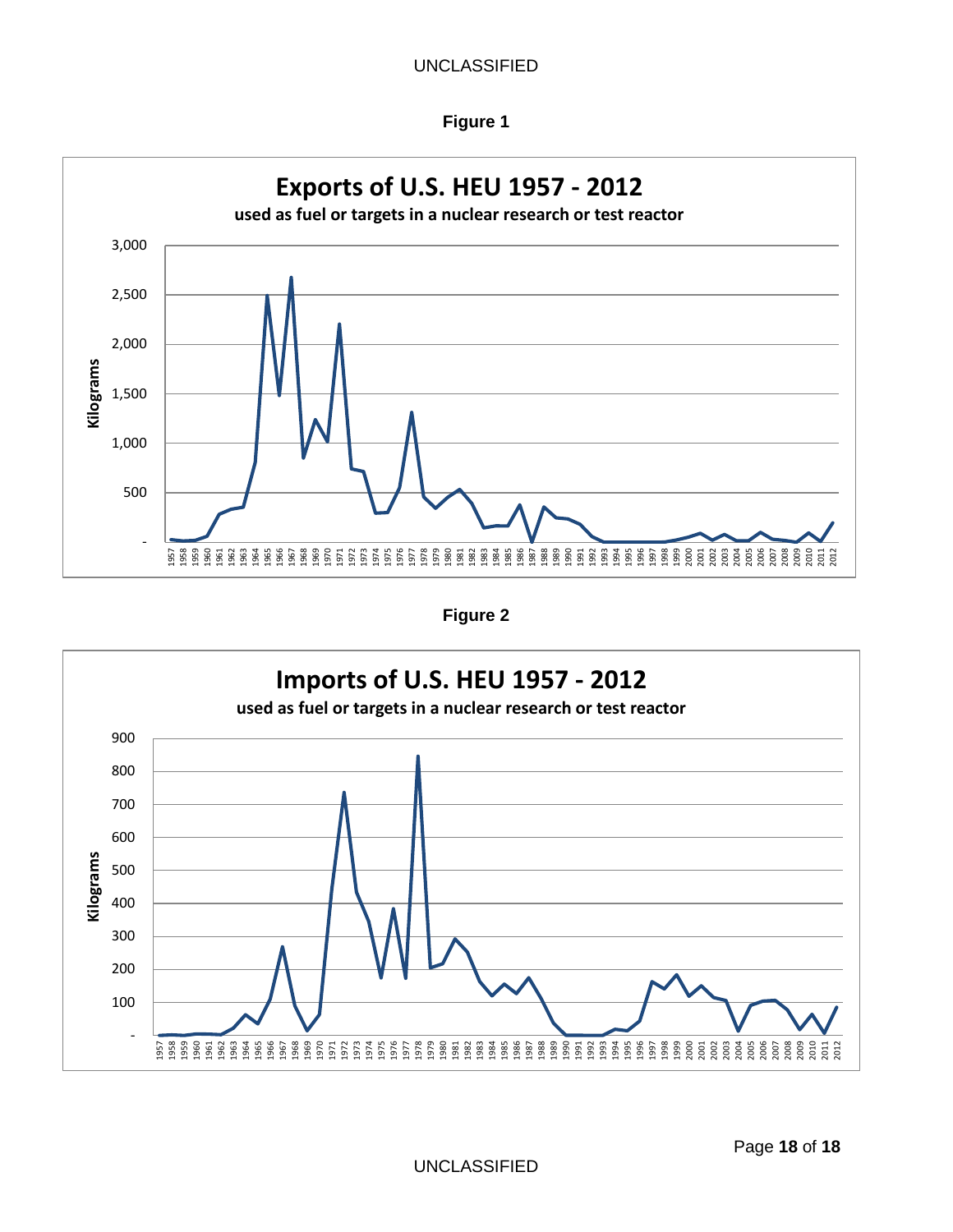**Figure 1**

Exports of U.S. HEU 1957 - 2012

used as fuel or targets in a nuclear research or test reactor

Kilograms

3,000
2,500
2,000
1,500
1,000
500
-

1957 1958 1959 1960 1961 1962 1963 1964 1965 1966 1967 1968 1969 1970 1971 1972 1973 1974 1975 1976 1977 1978 1979 1980 1981 1982 1983 1984 1985 1986 1987 1988 1989 1990 1991 1992 1993 1994 1995 1996 1997 1998 1999 2000 2001 2002 2003 2004 2005 2006 2007 2008 2009 2010 2011 2012

**Figure 2**

Imports of U.S. HEU 1957 - 2012

used as fuel or targets in a nuclear research or test reactor

Kilograms

900
800
700
600
500
400
300
200
100
-

1957 1958 1959 1960 1961 1962 1963 1964 1965 1966 1967 1968 1969 1970 1971 1972 1973 1974 1975 1976 1977 1978 1979 1980 1981 1982 1983 1984 1985 1986 1987 1988 1989 1990 1991 1992 1993 1994 1995 1996 1997 1998 1999 2000 2001 2002 2003 2004 2005 2006 2007 2008 2009 2010 2011 2012